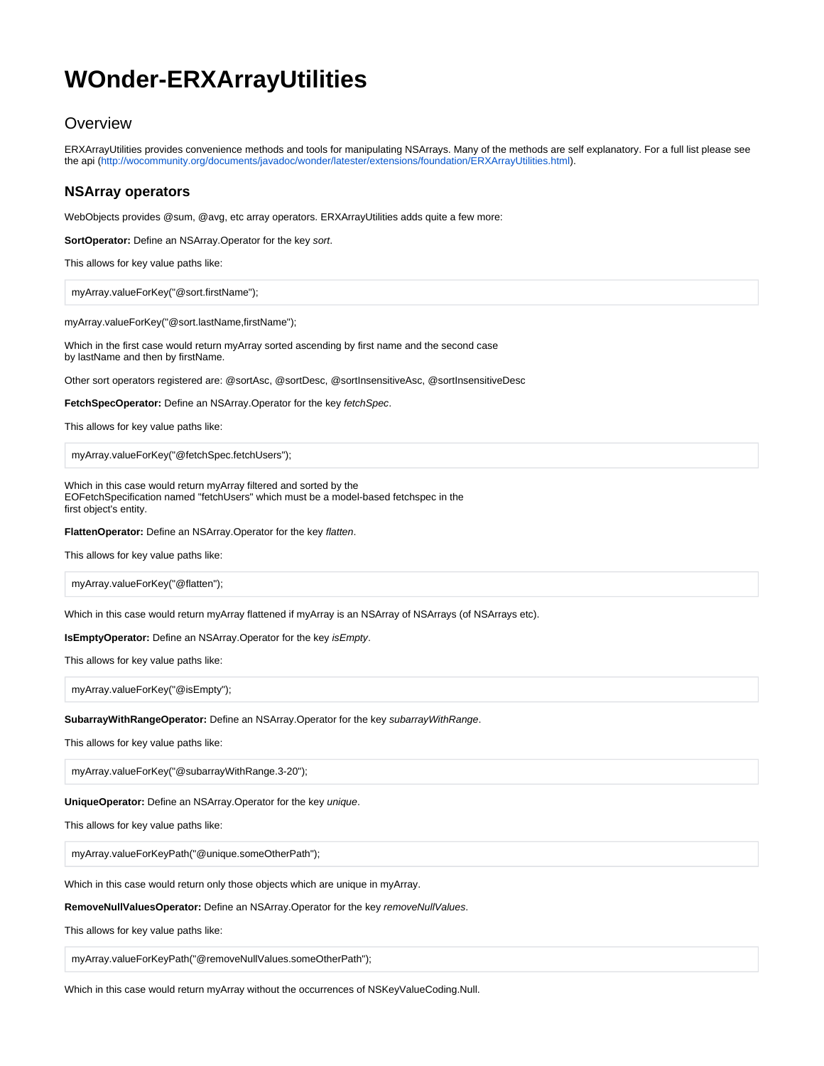# WOnder-ERXArrayUtilities

## Overview

ERXArrayUtilities provides convenience methods and tools for manipulating NSArrays. Many of the methods are self explanatory. For a full list please see the api (http://wocommunity.org/documents/javadoc/wonder/latester/extensions/foundation/ERXArrayUtilities.html).

### NSArray operators

WebObjects provides @sum, @avg, etc array operators. ERXArrayUtilities adds quite a few more:

**SortOperator:** Define an NSArray.Operator for the key *sort*.

This allows for key value paths like:

```
myArray.valueForKey("@sort.firstName");
```

myArray.valueForKey("@sort.lastName,firstName");

Which in the first case would return myArray sorted ascending by first name and the second case
by lastName and then by firstName.

Other sort operators registered are: @sortAsc, @sortDesc, @sortInsensitiveAsc, @sortInsensitiveDesc

**FetchSpecOperator:** Define an NSArray.Operator for the key *fetchSpec*.

This allows for key value paths like:

```
myArray.valueForKey("@fetchSpec.fetchUsers");
```

Which in this case would return myArray filtered and sorted by the
EOFetchSpecification named "fetchUsers" which must be a model-based fetchspec in the
first object's entity.

**FlattenOperator:** Define an NSArray.Operator for the key *flatten*.

This allows for key value paths like:

```
myArray.valueForKey("@flatten");
```

Which in this case would return myArray flattened if myArray is an NSArray of NSArrays (of NSArrays etc).

**IsEmptyOperator:** Define an NSArray.Operator for the key *isEmpty*.

This allows for key value paths like:

```
myArray.valueForKey("@isEmpty");
```

**SubarrayWithRangeOperator:** Define an NSArray.Operator for the key *subarrayWithRange*.

This allows for key value paths like:

```
myArray.valueForKey("@subarrayWithRange.3-20");
```

**UniqueOperator:** Define an NSArray.Operator for the key *unique*.

This allows for key value paths like:

```
myArray.valueForKeyPath("@unique.someOtherPath");
```

Which in this case would return only those objects which are unique in myArray.

**RemoveNullValuesOperator:** Define an NSArray.Operator for the key *removeNullValues*.

This allows for key value paths like:

```
myArray.valueForKeyPath("@removeNullValues.someOtherPath");
```

Which in this case would return myArray without the occurrences of NSKeyValueCoding.Null.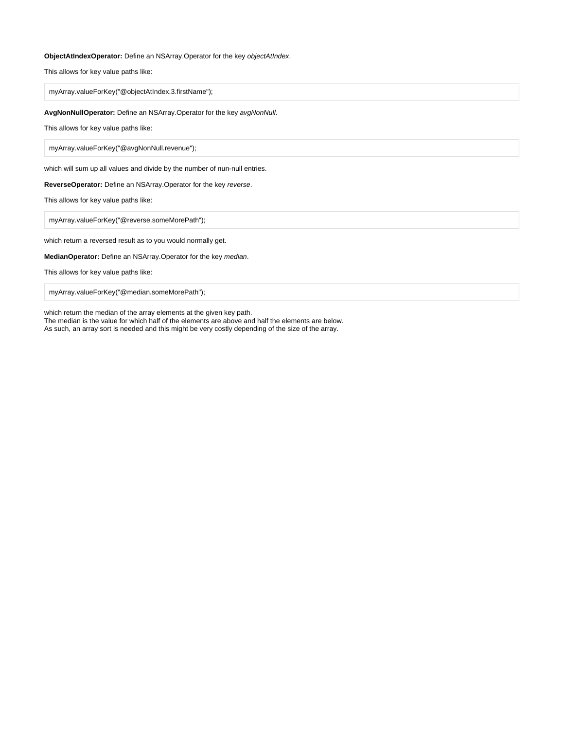**ObjectAtIndexOperator:** Define an NSArray.Operator for the key *objectAtIndex*.

This allows for key value paths like:

```
myArray.valueForKey("@objectAtIndex.3.firstName");
```

**AvgNonNullOperator:** Define an NSArray.Operator for the key *avgNonNull*.

This allows for key value paths like:

```
myArray.valueForKey("@avgNonNull.revenue");
```

which will sum up all values and divide by the number of nun-null entries.

**ReverseOperator:** Define an NSArray.Operator for the key *reverse*.

This allows for key value paths like:

```
myArray.valueForKey("@reverse.someMorePath");
```

which return a reversed result as to you would normally get.

**MedianOperator:** Define an NSArray.Operator for the key *median*.

This allows for key value paths like:

```
myArray.valueForKey("@median.someMorePath");
```

which return the median of the array elements at the given key path.
The median is the value for which half of the elements are above and half the elements are below.
As such, an array sort is needed and this might be very costly depending of the size of the array.